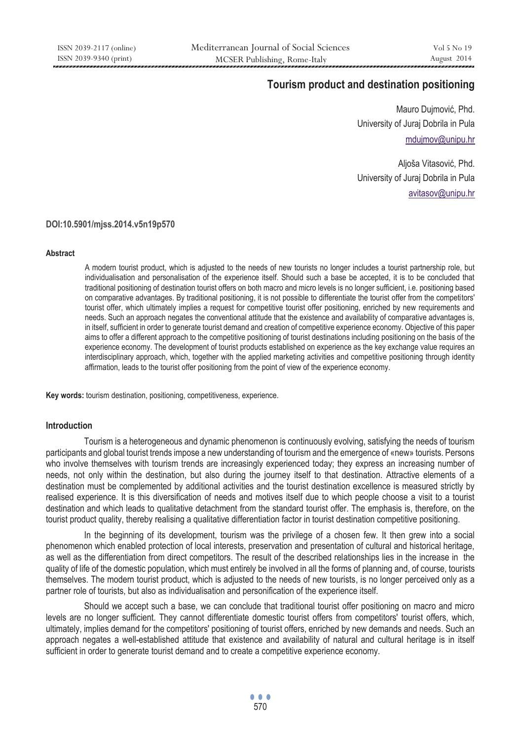# Tourism product and destination positioning

Mauro Dujmović, Phd.
University of Juraj Dobrila in Pula
mdujmov@unipu.hr

Aljoša Vitasović, Phd.
University of Juraj Dobrila in Pula
avitasov@unipu.hr

**DOI:10.5901/mjss.2014.v5n19p570**

#### Abstract

A modern tourist product, which is adjusted to the needs of new tourists no longer includes a tourist partnership role, but individualisation and personalisation of the experience itself. Should such a base be accepted, it is to be concluded that traditional positioning of destination tourist offers on both macro and micro levels is no longer sufficient, i.e. positioning based on comparative advantages. By traditional positioning, it is not possible to differentiate the tourist offer from the competitors' tourist offer, which ultimately implies a request for competitive tourist offer positioning, enriched by new requirements and needs. Such an approach negates the conventional attitude that the existence and availability of comparative advantages is, in itself, sufficient in order to generate tourist demand and creation of competitive experience economy. Objective of this paper aims to offer a different approach to the competitive positioning of tourist destinations including positioning on the basis of the experience economy. The development of tourist products established on experience as the key exchange value requires an interdisciplinary approach, which, together with the applied marketing activities and competitive positioning through identity affirmation, leads to the tourist offer positioning from the point of view of the experience economy.

**Key words:** tourism destination, positioning, competitiveness, experience.

## Introduction

Tourism is a heterogeneous and dynamic phenomenon is continuously evolving, satisfying the needs of tourism participants and global tourist trends impose a new understanding of tourism and the emergence of «new» tourists. Persons who involve themselves with tourism trends are increasingly experienced today; they express an increasing number of needs, not only within the destination, but also during the journey itself to that destination. Attractive elements of a destination must be complemented by additional activities and the tourist destination excellence is measured strictly by realised experience. It is this diversification of needs and motives itself due to which people choose a visit to a tourist destination and which leads to qualitative detachment from the standard tourist offer. The emphasis is, therefore, on the tourist product quality, thereby realising a qualitative differentiation factor in tourist destination competitive positioning.

In the beginning of its development, tourism was the privilege of a chosen few. It then grew into a social phenomenon which enabled protection of local interests, preservation and presentation of cultural and historical heritage, as well as the differentiation from direct competitors. The result of the described relationships lies in the increase in the quality of life of the domestic population, which must entirely be involved in all the forms of planning and, of course, tourists themselves. The modern tourist product, which is adjusted to the needs of new tourists, is no longer perceived only as a partner role of tourists, but also as individualisation and personification of the experience itself.

Should we accept such a base, we can conclude that traditional tourist offer positioning on macro and micro levels are no longer sufficient. They cannot differentiate domestic tourist offers from competitors' tourist offers, which, ultimately, implies demand for the competitors' positioning of tourist offers, enriched by new demands and needs. Such an approach negates a well-established attitude that existence and availability of natural and cultural heritage is in itself sufficient in order to generate tourist demand and to create a competitive experience economy.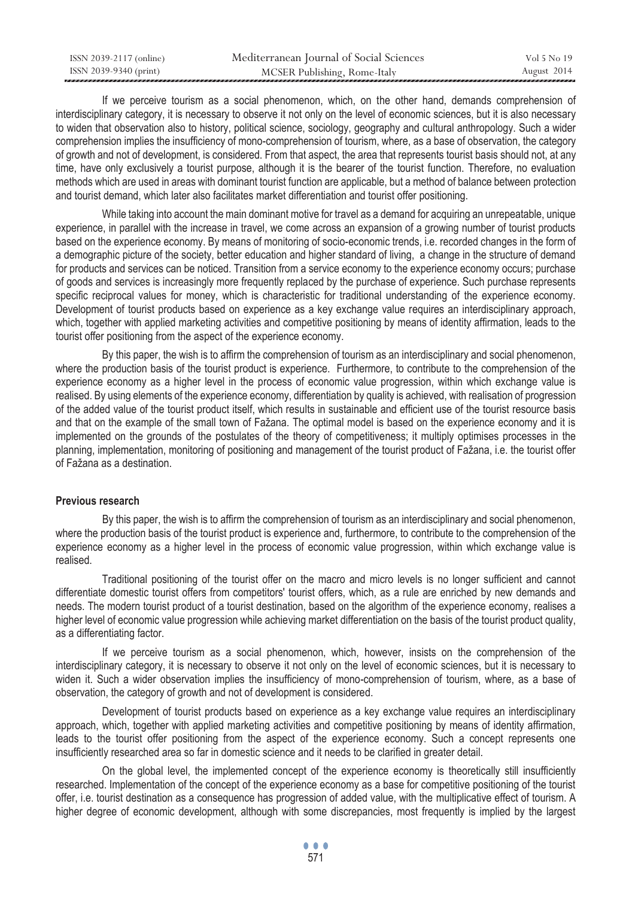If we perceive tourism as a social phenomenon, which, on the other hand, demands comprehension of interdisciplinary category, it is necessary to observe it not only on the level of economic sciences, but it is also necessary to widen that observation also to history, political science, sociology, geography and cultural anthropology. Such a wider comprehension implies the insufficiency of mono-comprehension of tourism, where, as a base of observation, the category of growth and not of development, is considered. From that aspect, the area that represents tourist basis should not, at any time, have only exclusively a tourist purpose, although it is the bearer of the tourist function. Therefore, no evaluation methods which are used in areas with dominant tourist function are applicable, but a method of balance between protection and tourist demand, which later also facilitates market differentiation and tourist offer positioning.

While taking into account the main dominant motive for travel as a demand for acquiring an unrepeatable, unique experience, in parallel with the increase in travel, we come across an expansion of a growing number of tourist products based on the experience economy. By means of monitoring of socio-economic trends, i.e. recorded changes in the form of a demographic picture of the society, better education and higher standard of living, a change in the structure of demand for products and services can be noticed. Transition from a service economy to the experience economy occurs; purchase of goods and services is increasingly more frequently replaced by the purchase of experience. Such purchase represents specific reciprocal values for money, which is characteristic for traditional understanding of the experience economy. Development of tourist products based on experience as a key exchange value requires an interdisciplinary approach, which, together with applied marketing activities and competitive positioning by means of identity affirmation, leads to the tourist offer positioning from the aspect of the experience economy.

By this paper, the wish is to affirm the comprehension of tourism as an interdisciplinary and social phenomenon, where the production basis of the tourist product is experience. Furthermore, to contribute to the comprehension of the experience economy as a higher level in the process of economic value progression, within which exchange value is realised. By using elements of the experience economy, differentiation by quality is achieved, with realisation of progression of the added value of the tourist product itself, which results in sustainable and efficient use of the tourist resource basis and that on the example of the small town of Fažana. The optimal model is based on the experience economy and it is implemented on the grounds of the postulates of the theory of competitiveness; it multiply optimises processes in the planning, implementation, monitoring of positioning and management of the tourist product of Fažana, i.e. the tourist offer of Fažana as a destination.

**Previous research**

By this paper, the wish is to affirm the comprehension of tourism as an interdisciplinary and social phenomenon, where the production basis of the tourist product is experience and, furthermore, to contribute to the comprehension of the experience economy as a higher level in the process of economic value progression, within which exchange value is realised.

Traditional positioning of the tourist offer on the macro and micro levels is no longer sufficient and cannot differentiate domestic tourist offers from competitors' tourist offers, which, as a rule are enriched by new demands and needs. The modern tourist product of a tourist destination, based on the algorithm of the experience economy, realises a higher level of economic value progression while achieving market differentiation on the basis of the tourist product quality, as a differentiating factor.

If we perceive tourism as a social phenomenon, which, however, insists on the comprehension of the interdisciplinary category, it is necessary to observe it not only on the level of economic sciences, but it is necessary to widen it. Such a wider observation implies the insufficiency of mono-comprehension of tourism, where, as a base of observation, the category of growth and not of development is considered.

Development of tourist products based on experience as a key exchange value requires an interdisciplinary approach, which, together with applied marketing activities and competitive positioning by means of identity affirmation, leads to the tourist offer positioning from the aspect of the experience economy. Such a concept represents one insufficiently researched area so far in domestic science and it needs to be clarified in greater detail.

On the global level, the implemented concept of the experience economy is theoretically still insufficiently researched. Implementation of the concept of the experience economy as a base for competitive positioning of the tourist offer, i.e. tourist destination as a consequence has progression of added value, with the multiplicative effect of tourism. A higher degree of economic development, although with some discrepancies, most frequently is implied by the largest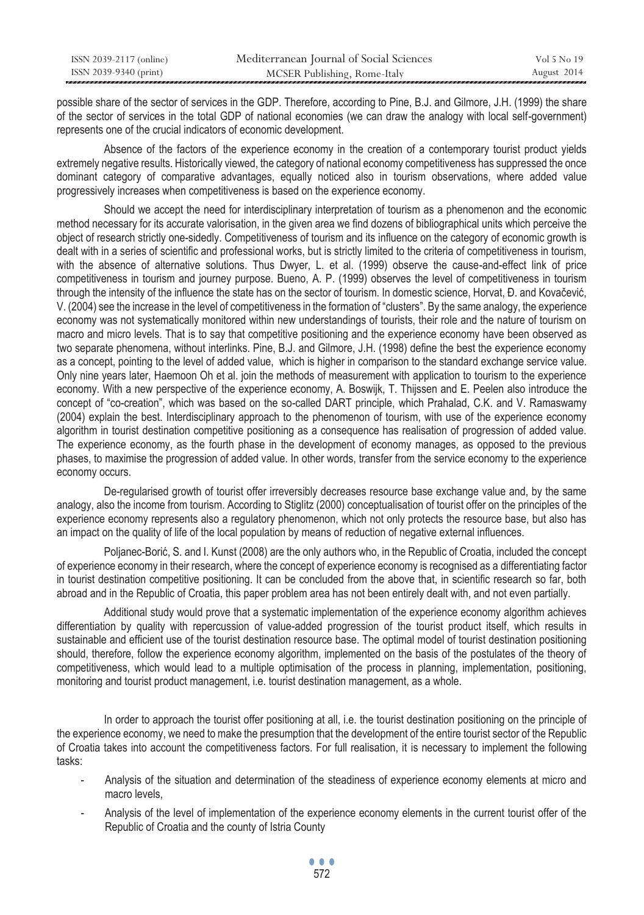possible share of the sector of services in the GDP. Therefore, according to Pine, B.J. and Gilmore, J.H. (1999) the share of the sector of services in the total GDP of national economies (we can draw the analogy with local self-government) represents one of the crucial indicators of economic development.

Absence of the factors of the experience economy in the creation of a contemporary tourist product yields extremely negative results. Historically viewed, the category of national economy competitiveness has suppressed the once dominant category of comparative advantages, equally noticed also in tourism observations, where added value progressively increases when competitiveness is based on the experience economy.

Should we accept the need for interdisciplinary interpretation of tourism as a phenomenon and the economic method necessary for its accurate valorisation, in the given area we find dozens of bibliographical units which perceive the object of research strictly one-sidedly. Competitiveness of tourism and its influence on the category of economic growth is dealt with in a series of scientific and professional works, but is strictly limited to the criteria of competitiveness in tourism, with the absence of alternative solutions. Thus Dwyer, L. et al. (1999) observe the cause-and-effect link of price competitiveness in tourism and journey purpose. Bueno, A. P. (1999) observes the level of competitiveness in tourism through the intensity of the influence the state has on the sector of tourism. In domestic science, Horvat, Đ. and Kovačević, V. (2004) see the increase in the level of competitiveness in the formation of "clusters". By the same analogy, the experience economy was not systematically monitored within new understandings of tourists, their role and the nature of tourism on macro and micro levels. That is to say that competitive positioning and the experience economy have been observed as two separate phenomena, without interlinks. Pine, B.J. and Gilmore, J.H. (1998) define the best the experience economy as a concept, pointing to the level of added value, which is higher in comparison to the standard exchange service value. Only nine years later, Haemoon Oh et al. join the methods of measurement with application to tourism to the experience economy. With a new perspective of the experience economy, A. Boswijk, T. Thijssen and E. Peelen also introduce the concept of "co-creation", which was based on the so-called DART principle, which Prahalad, C.K. and V. Ramaswamy (2004) explain the best. Interdisciplinary approach to the phenomenon of tourism, with use of the experience economy algorithm in tourist destination competitive positioning as a consequence has realisation of progression of added value. The experience economy, as the fourth phase in the development of economy manages, as opposed to the previous phases, to maximise the progression of added value. In other words, transfer from the service economy to the experience economy occurs.

De-regularised growth of tourist offer irreversibly decreases resource base exchange value and, by the same analogy, also the income from tourism. According to Stiglitz (2000) conceptualisation of tourist offer on the principles of the experience economy represents also a regulatory phenomenon, which not only protects the resource base, but also has an impact on the quality of life of the local population by means of reduction of negative external influences.

Poljanec-Borić, S. and I. Kunst (2008) are the only authors who, in the Republic of Croatia, included the concept of experience economy in their research, where the concept of experience economy is recognised as a differentiating factor in tourist destination competitive positioning. It can be concluded from the above that, in scientific research so far, both abroad and in the Republic of Croatia, this paper problem area has not been entirely dealt with, and not even partially.

Additional study would prove that a systematic implementation of the experience economy algorithm achieves differentiation by quality with repercussion of value-added progression of the tourist product itself, which results in sustainable and efficient use of the tourist destination resource base. The optimal model of tourist destination positioning should, therefore, follow the experience economy algorithm, implemented on the basis of the postulates of the theory of competitiveness, which would lead to a multiple optimisation of the process in planning, implementation, positioning, monitoring and tourist product management, i.e. tourist destination management, as a whole.

In order to approach the tourist offer positioning at all, i.e. the tourist destination positioning on the principle of the experience economy, we need to make the presumption that the development of the entire tourist sector of the Republic of Croatia takes into account the competitiveness factors. For full realisation, it is necessary to implement the following tasks:

- Analysis of the situation and determination of the steadiness of experience economy elements at micro and macro levels,
- Analysis of the level of implementation of the experience economy elements in the current tourist offer of the Republic of Croatia and the county of Istria County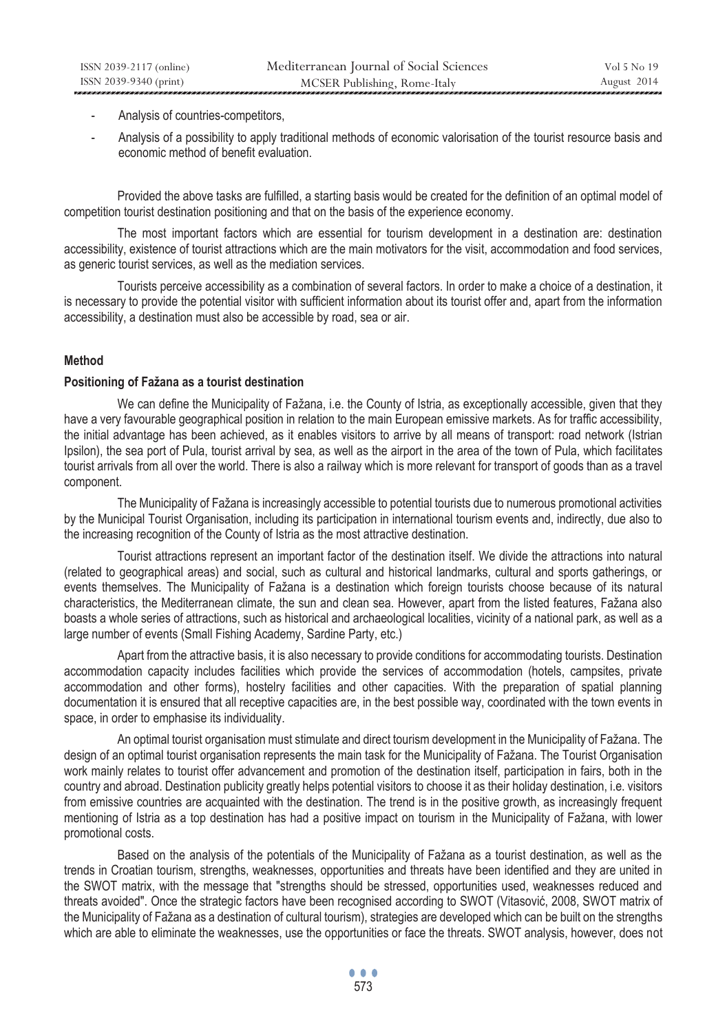- Analysis of countries-competitors,
- Analysis of a possibility to apply traditional methods of economic valorisation of the tourist resource basis and economic method of benefit evaluation.

Provided the above tasks are fulfilled, a starting basis would be created for the definition of an optimal model of competition tourist destination positioning and that on the basis of the experience economy.

The most important factors which are essential for tourism development in a destination are: destination accessibility, existence of tourist attractions which are the main motivators for the visit, accommodation and food services, as generic tourist services, as well as the mediation services.

Tourists perceive accessibility as a combination of several factors. In order to make a choice of a destination, it is necessary to provide the potential visitor with sufficient information about its tourist offer and, apart from the information accessibility, a destination must also be accessible by road, sea or air.

## Method

### Positioning of Fažana as a tourist destination

We can define the Municipality of Fažana, i.e. the County of Istria, as exceptionally accessible, given that they have a very favourable geographical position in relation to the main European emissive markets. As for traffic accessibility, the initial advantage has been achieved, as it enables visitors to arrive by all means of transport: road network (Istrian Ipsilon), the sea port of Pula, tourist arrival by sea, as well as the airport in the area of the town of Pula, which facilitates tourist arrivals from all over the world. There is also a railway which is more relevant for transport of goods than as a travel component.

The Municipality of Fažana is increasingly accessible to potential tourists due to numerous promotional activities by the Municipal Tourist Organisation, including its participation in international tourism events and, indirectly, due also to the increasing recognition of the County of Istria as the most attractive destination.

Tourist attractions represent an important factor of the destination itself. We divide the attractions into natural (related to geographical areas) and social, such as cultural and historical landmarks, cultural and sports gatherings, or events themselves. The Municipality of Fažana is a destination which foreign tourists choose because of its natural characteristics, the Mediterranean climate, the sun and clean sea. However, apart from the listed features, Fažana also boasts a whole series of attractions, such as historical and archaeological localities, vicinity of a national park, as well as a large number of events (Small Fishing Academy, Sardine Party, etc.)

Apart from the attractive basis, it is also necessary to provide conditions for accommodating tourists. Destination accommodation capacity includes facilities which provide the services of accommodation (hotels, campsites, private accommodation and other forms), hostelry facilities and other capacities. With the preparation of spatial planning documentation it is ensured that all receptive capacities are, in the best possible way, coordinated with the town events in space, in order to emphasise its individuality.

An optimal tourist organisation must stimulate and direct tourism development in the Municipality of Fažana. The design of an optimal tourist organisation represents the main task for the Municipality of Fažana. The Tourist Organisation work mainly relates to tourist offer advancement and promotion of the destination itself, participation in fairs, both in the country and abroad. Destination publicity greatly helps potential visitors to choose it as their holiday destination, i.e. visitors from emissive countries are acquainted with the destination. The trend is in the positive growth, as increasingly frequent mentioning of Istria as a top destination has had a positive impact on tourism in the Municipality of Fažana, with lower promotional costs.

Based on the analysis of the potentials of the Municipality of Fažana as a tourist destination, as well as the trends in Croatian tourism, strengths, weaknesses, opportunities and threats have been identified and they are united in the SWOT matrix, with the message that "strengths should be stressed, opportunities used, weaknesses reduced and threats avoided". Once the strategic factors have been recognised according to SWOT (Vitasović, 2008, SWOT matrix of the Municipality of Fažana as a destination of cultural tourism), strategies are developed which can be built on the strengths which are able to eliminate the weaknesses, use the opportunities or face the threats. SWOT analysis, however, does not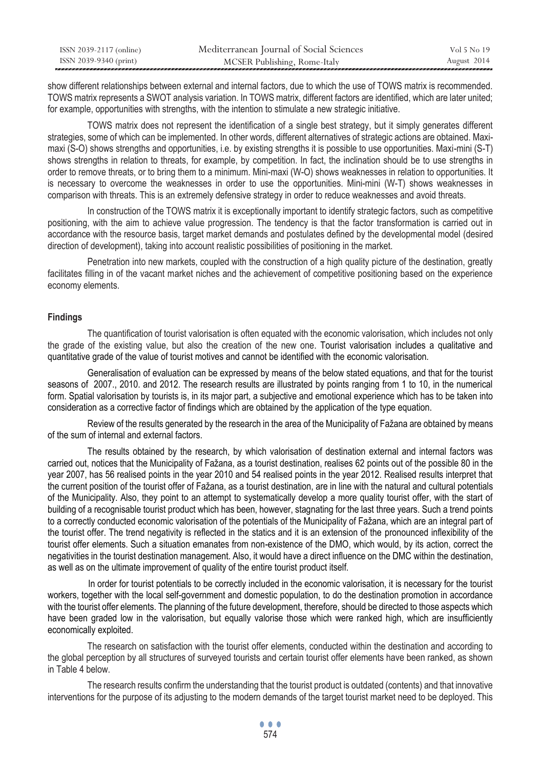show different relationships between external and internal factors, due to which the use of TOWS matrix is recommended. TOWS matrix represents a SWOT analysis variation. In TOWS matrix, different factors are identified, which are later united; for example, opportunities with strengths, with the intention to stimulate a new strategic initiative.

TOWS matrix does not represent the identification of a single best strategy, but it simply generates different strategies, some of which can be implemented. In other words, different alternatives of strategic actions are obtained. Maxi-maxi (S-O) shows strengths and opportunities, i.e. by existing strengths it is possible to use opportunities. Maxi-mini (S-T) shows strengths in relation to threats, for example, by competition. In fact, the inclination should be to use strengths in order to remove threats, or to bring them to a minimum. Mini-maxi (W-O) shows weaknesses in relation to opportunities. It is necessary to overcome the weaknesses in order to use the opportunities. Mini-mini (W-T) shows weaknesses in comparison with threats. This is an extremely defensive strategy in order to reduce weaknesses and avoid threats.

In construction of the TOWS matrix it is exceptionally important to identify strategic factors, such as competitive positioning, with the aim to achieve value progression. The tendency is that the factor transformation is carried out in accordance with the resource basis, target market demands and postulates defined by the developmental model (desired direction of development), taking into account realistic possibilities of positioning in the market.

Penetration into new markets, coupled with the construction of a high quality picture of the destination, greatly facilitates filling in of the vacant market niches and the achievement of competitive positioning based on the experience economy elements.

## Findings

The quantification of tourist valorisation is often equated with the economic valorisation, which includes not only the grade of the existing value, but also the creation of the new one. Tourist valorisation includes a qualitative and quantitative grade of the value of tourist motives and cannot be identified with the economic valorisation.

Generalisation of evaluation can be expressed by means of the below stated equations, and that for the tourist seasons of 2007., 2010. and 2012. The research results are illustrated by points ranging from 1 to 10, in the numerical form. Spatial valorisation by tourists is, in its major part, a subjective and emotional experience which has to be taken into consideration as a corrective factor of findings which are obtained by the application of the type equation.

Review of the results generated by the research in the area of the Municipality of Fažana are obtained by means of the sum of internal and external factors.

The results obtained by the research, by which valorisation of destination external and internal factors was carried out, notices that the Municipality of Fažana, as a tourist destination, realises 62 points out of the possible 80 in the year 2007, has 56 realised points in the year 2010 and 54 realised points in the year 2012. Realised results interpret that the current position of the tourist offer of Fažana, as a tourist destination, are in line with the natural and cultural potentials of the Municipality. Also, they point to an attempt to systematically develop a more quality tourist offer, with the start of building of a recognisable tourist product which has been, however, stagnating for the last three years. Such a trend points to a correctly conducted economic valorisation of the potentials of the Municipality of Fažana, which are an integral part of the tourist offer. The trend negativity is reflected in the statics and it is an extension of the pronounced inflexibility of the tourist offer elements. Such a situation emanates from non-existence of the DMO, which would, by its action, correct the negativities in the tourist destination management. Also, it would have a direct influence on the DMC within the destination, as well as on the ultimate improvement of quality of the entire tourist product itself.

In order for tourist potentials to be correctly included in the economic valorisation, it is necessary for the tourist workers, together with the local self-government and domestic population, to do the destination promotion in accordance with the tourist offer elements. The planning of the future development, therefore, should be directed to those aspects which have been graded low in the valorisation, but equally valorise those which were ranked high, which are insufficiently economically exploited.

The research on satisfaction with the tourist offer elements, conducted within the destination and according to the global perception by all structures of surveyed tourists and certain tourist offer elements have been ranked, as shown in Table 4 below.

The research results confirm the understanding that the tourist product is outdated (contents) and that innovative interventions for the purpose of its adjusting to the modern demands of the target tourist market need to be deployed. This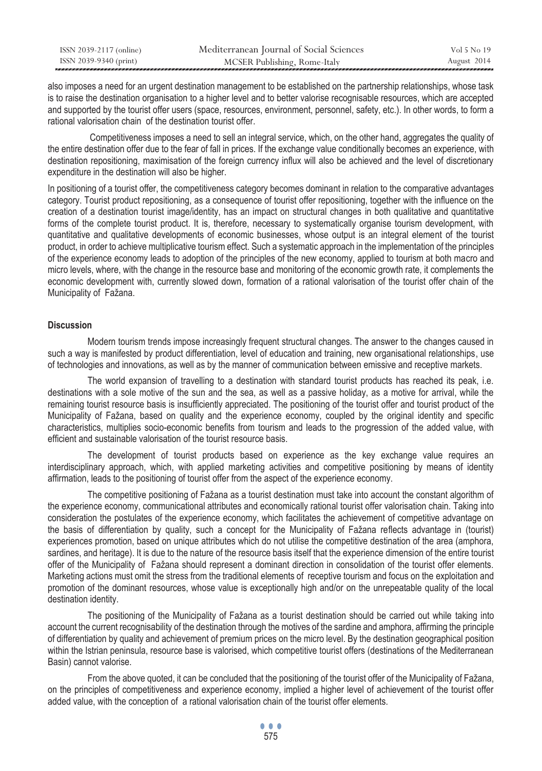also imposes a need for an urgent destination management to be established on the partnership relationships, whose task is to raise the destination organisation to a higher level and to better valorise recognisable resources, which are accepted and supported by the tourist offer users (space, resources, environment, personnel, safety, etc.). In other words, to form a rational valorisation chain of the destination tourist offer.

Competitiveness imposes a need to sell an integral service, which, on the other hand, aggregates the quality of the entire destination offer due to the fear of fall in prices. If the exchange value conditionally becomes an experience, with destination repositioning, maximisation of the foreign currency influx will also be achieved and the level of discretionary expenditure in the destination will also be higher.

In positioning of a tourist offer, the competitiveness category becomes dominant in relation to the comparative advantages category. Tourist product repositioning, as a consequence of tourist offer repositioning, together with the influence on the creation of a destination tourist image/identity, has an impact on structural changes in both qualitative and quantitative forms of the complete tourist product. It is, therefore, necessary to systematically organise tourism development, with quantitative and qualitative developments of economic businesses, whose output is an integral element of the tourist product, in order to achieve multiplicative tourism effect. Such a systematic approach in the implementation of the principles of the experience economy leads to adoption of the principles of the new economy, applied to tourism at both macro and micro levels, where, with the change in the resource base and monitoring of the economic growth rate, it complements the economic development with, currently slowed down, formation of a rational valorisation of the tourist offer chain of the Municipality of Fažana.

**Discussion**

Modern tourism trends impose increasingly frequent structural changes. The answer to the changes caused in such a way is manifested by product differentiation, level of education and training, new organisational relationships, use of technologies and innovations, as well as by the manner of communication between emissive and receptive markets.

The world expansion of travelling to a destination with standard tourist products has reached its peak, i.e. destinations with a sole motive of the sun and the sea, as well as a passive holiday, as a motive for arrival, while the remaining tourist resource basis is insufficiently appreciated. The positioning of the tourist offer and tourist product of the Municipality of Fažana, based on quality and the experience economy, coupled by the original identity and specific characteristics, multiplies socio-economic benefits from tourism and leads to the progression of the added value, with efficient and sustainable valorisation of the tourist resource basis.

The development of tourist products based on experience as the key exchange value requires an interdisciplinary approach, which, with applied marketing activities and competitive positioning by means of identity affirmation, leads to the positioning of tourist offer from the aspect of the experience economy.

The competitive positioning of Fažana as a tourist destination must take into account the constant algorithm of the experience economy, communicational attributes and economically rational tourist offer valorisation chain. Taking into consideration the postulates of the experience economy, which facilitates the achievement of competitive advantage on the basis of differentiation by quality, such a concept for the Municipality of Fažana reflects advantage in (tourist) experiences promotion, based on unique attributes which do not utilise the competitive destination of the area (amphora, sardines, and heritage). It is due to the nature of the resource basis itself that the experience dimension of the entire tourist offer of the Municipality of Fažana should represent a dominant direction in consolidation of the tourist offer elements. Marketing actions must omit the stress from the traditional elements of receptive tourism and focus on the exploitation and promotion of the dominant resources, whose value is exceptionally high and/or on the unrepeatable quality of the local destination identity.

The positioning of the Municipality of Fažana as a tourist destination should be carried out while taking into account the current recognisability of the destination through the motives of the sardine and amphora, affirming the principle of differentiation by quality and achievement of premium prices on the micro level. By the destination geographical position within the Istrian peninsula, resource base is valorised, which competitive tourist offers (destinations of the Mediterranean Basin) cannot valorise.

From the above quoted, it can be concluded that the positioning of the tourist offer of the Municipality of Fažana, on the principles of competitiveness and experience economy, implied a higher level of achievement of the tourist offer added value, with the conception of a rational valorisation chain of the tourist offer elements.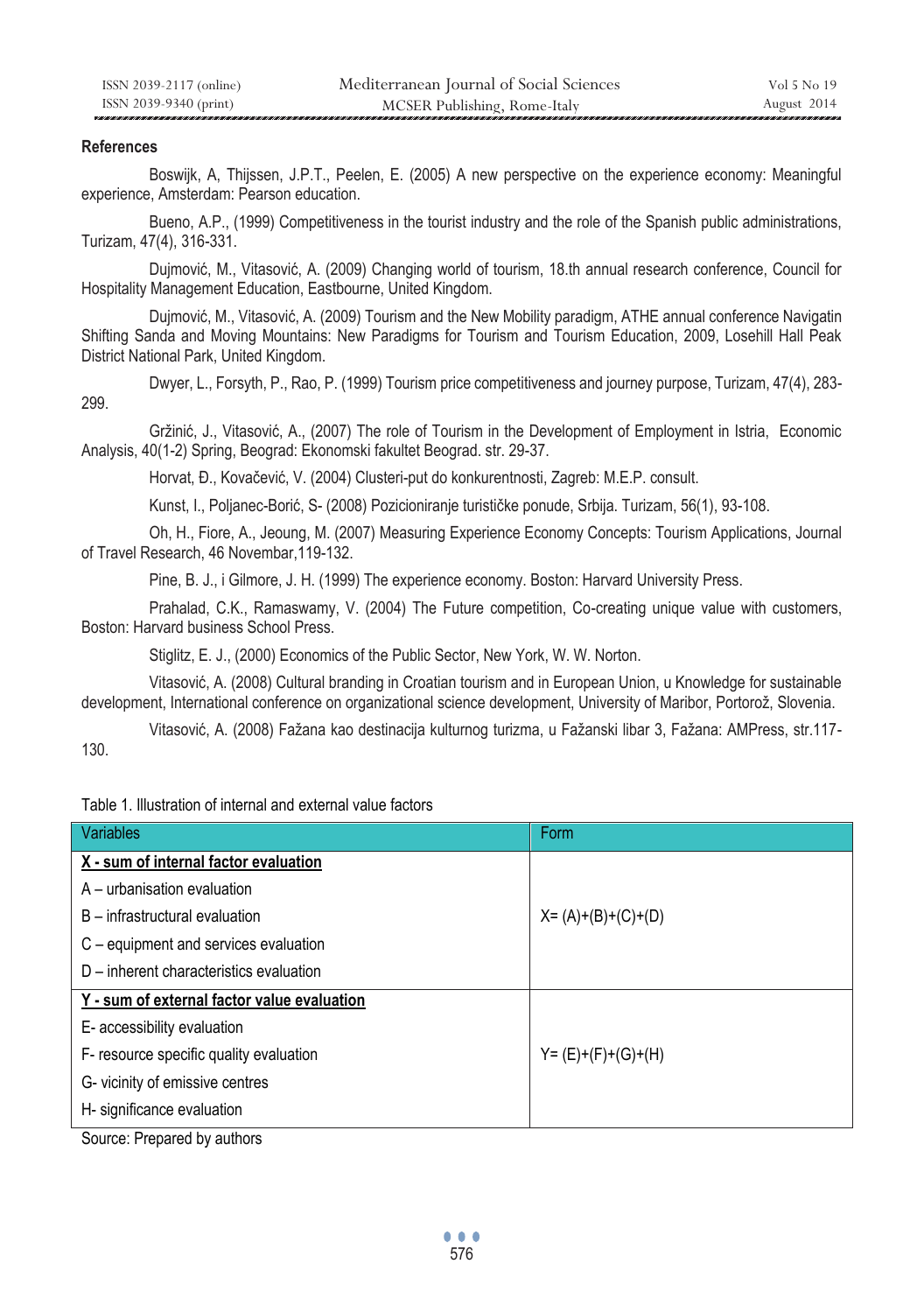**References**

Boswijk, A, Thijssen, J.P.T., Peelen, E. (2005) A new perspective on the experience economy: Meaningful experience, Amsterdam: Pearson education.

Bueno, A.P., (1999) Competitiveness in the tourist industry and the role of the Spanish public administrations, Turizam, 47(4), 316-331.

Dujmović, M., Vitasović, A. (2009) Changing world of tourism, 18.th annual research conference, Council for Hospitality Management Education, Eastbourne, United Kingdom.

Dujmović, M., Vitasović, A. (2009) Tourism and the New Mobility paradigm, ATHE annual conference Navigatin Shifting Sanda and Moving Mountains: New Paradigms for Tourism and Tourism Education, 2009, Losehill Hall Peak District National Park, United Kingdom.

Dwyer, L., Forsyth, P., Rao, P. (1999) Tourism price competitiveness and journey purpose, Turizam, 47(4), 283-299.

Gržinić, J., Vitasović, A., (2007) The role of Tourism in the Development of Employment in Istria, Economic Analysis, 40(1-2) Spring, Beograd: Ekonomski fakultet Beograd. str. 29-37.

Horvat, Đ., Kovačević, V. (2004) Clusteri-put do konkurentnosti, Zagreb: M.E.P. consult.

Kunst, I., Poljanec-Borić, S- (2008) Pozicioniranje turističke ponude, Srbija. Turizam, 56(1), 93-108.

Oh, H., Fiore, A., Jeoung, M. (2007) Measuring Experience Economy Concepts: Tourism Applications, Journal of Travel Research, 46 Novembar,119-132.

Pine, B. J., i Gilmore, J. H. (1999) The experience economy. Boston: Harvard University Press.

Prahalad, C.K., Ramaswamy, V. (2004) The Future competition, Co-creating unique value with customers, Boston: Harvard business School Press.

Stiglitz, E. J., (2000) Economics of the Public Sector, New York, W. W. Norton.

Vitasović, A. (2008) Cultural branding in Croatian tourism and in European Union, u Knowledge for sustainable development, International conference on organizational science development, University of Maribor, Portorož, Slovenia.

Vitasović, A. (2008) Fažana kao destinacija kulturnog turizma, u Fažanski libar 3, Fažana: AMPress, str.117-130.

Table 1. Illustration of internal and external value factors

| Variables | Form |
|---|---|
| **X - sum of internal factor evaluation** | |
| A – urbanisation evaluation | |
| B – infrastructural evaluation | X= (A)+(B)+(C)+(D) |
| C – equipment and services evaluation | |
| D – inherent characteristics evaluation | |
| **Y - sum of external factor value evaluation** | |
| E- accessibility evaluation | |
| F- resource specific quality evaluation | Y= (E)+(F)+(G)+(H) |
| G- vicinity of emissive centres | |
| H- significance evaluation | |

Source: Prepared by authors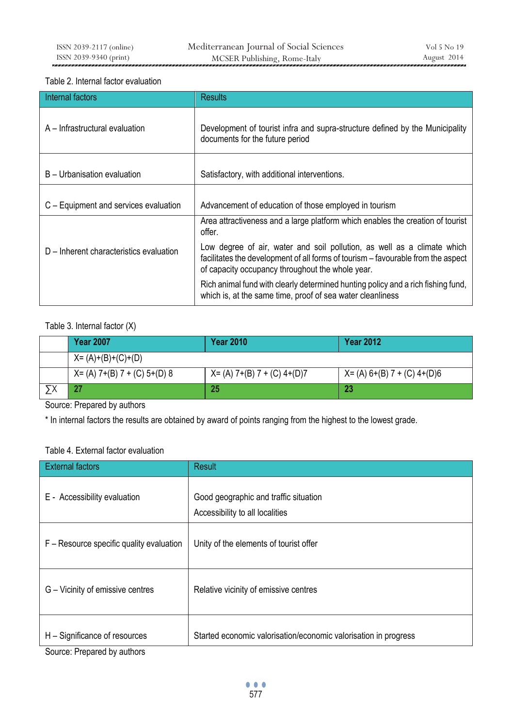Table 2. Internal factor evaluation

| Internal factors | Results |
|---|---|
| A – Infrastructural evaluation | Development of tourist infra and supra-structure defined by the Municipality documents for the future period |
| B – Urbanisation evaluation | Satisfactory, with additional interventions. |
| C – Equipment and services evaluation | Advancement of education of those employed in tourism |
| D – Inherent characteristics evaluation | Area attractiveness and a large platform which enables the creation of tourist offer. Low degree of air, water and soil pollution, as well as a climate which facilitates the development of all forms of tourism – favourable from the aspect of capacity occupancy throughout the whole year. Rich animal fund with clearly determined hunting policy and a rich fishing fund, which is, at the same time, proof of sea water cleanliness |

Table 3. Internal factor (X)

| | Year 2007 | Year 2010 | Year 2012 |
|---|---|---|---|
| | X= (A)+(B)+(C)+(D) | | |
| | X= (A) 7+(B) 7 + (C) 5+(D) 8 | X= (A) 7+(B) 7 + (C) 4+(D)7 | X= (A) 6+(B) 7 + (C) 4+(D)6 |
| ∑X | **27** | **25** | **23** |

Source: Prepared by authors

* In internal factors the results are obtained by award of points ranging from the highest to the lowest grade.

Table 4. External factor evaluation

| External factors | Result |
|---|---|
| E - Accessibility evaluation | Good geographic and traffic situation<br>Accessibility to all localities |
| F – Resource specific quality evaluation | Unity of the elements of tourist offer |
| G – Vicinity of emissive centres | Relative vicinity of emissive centres |
| H – Significance of resources | Started economic valorisation/economic valorisation in progress |

Source: Prepared by authors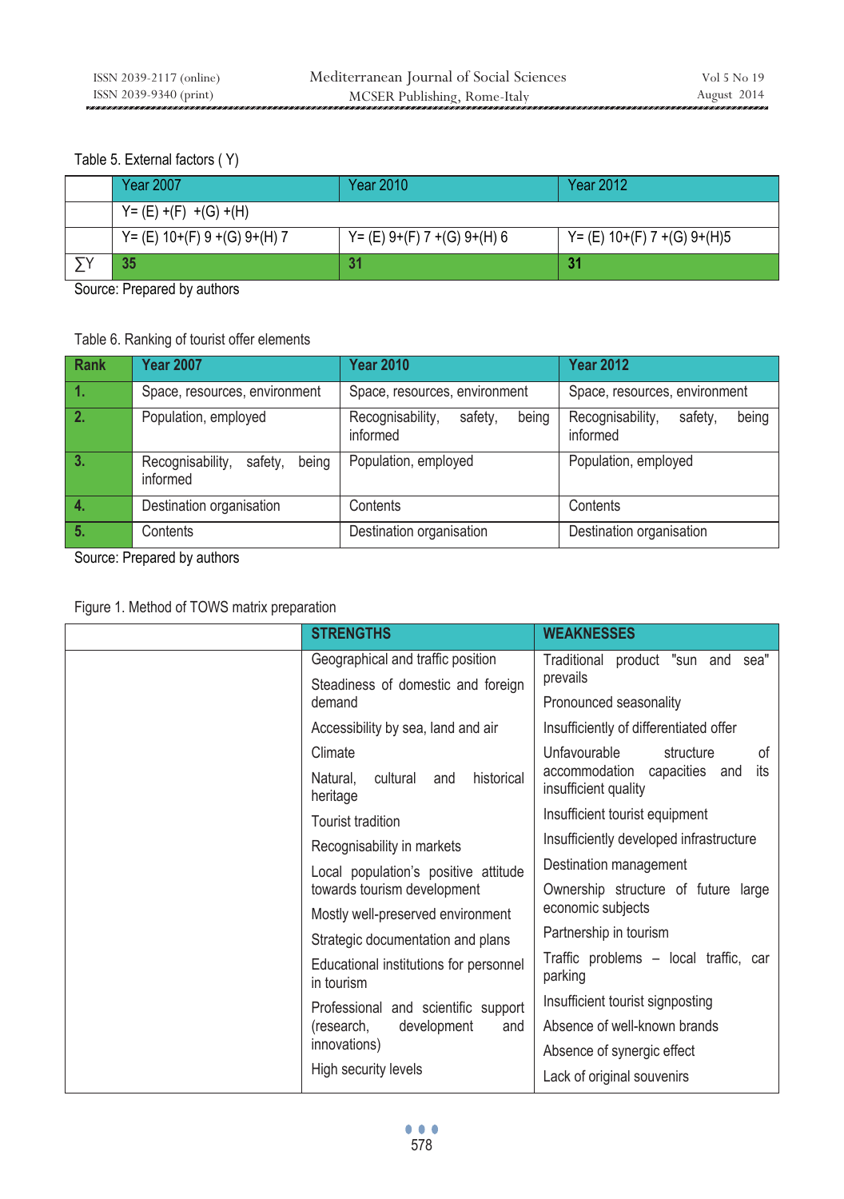Table 5. External factors ( Y)

| | Year 2007 | Year 2010 | Year 2012 |
|---|---|---|---|
| | Y= (E) +(F) +(G) +(H) | | |
| | Y= (E) 10+(F) 9 +(G) 9+(H) 7 | Y= (E) 9+(F) 7 +(G) 9+(H) 6 | Y= (E) 10+(F) 7 +(G) 9+(H)5 |
| ∑Y | **35** | **31** | **31** |

Source: Prepared by authors

Table 6. Ranking of tourist offer elements

| Rank | Year 2007 | Year 2010 | Year 2012 |
|---|---|---|---|
| 1. | Space, resources, environment | Space, resources, environment | Space, resources, environment |
| 2. | Population, employed | Recognisability, safety, being informed | Recognisability, safety, being informed |
| 3. | Recognisability, safety, being informed | Population, employed | Population, employed |
| 4. | Destination organisation | Contents | Contents |
| 5. | Contents | Destination organisation | Destination organisation |

Source: Prepared by authors

Figure 1. Method of TOWS matrix preparation

| | STRENGTHS | WEAKNESSES |
|---|---|---|
| | Geographical and traffic position | Traditional product "sun and sea" prevails |
| | Steadiness of domestic and foreign demand | Pronounced seasonality |
| | Accessibility by sea, land and air | Insufficiently of differentiated offer |
| | Climate | Unfavourable structure of accommodation capacities and its insufficient quality |
| | Natural, cultural and historical heritage | Insufficient tourist equipment |
| | Tourist tradition | Insufficiently developed infrastructure |
| | Recognisability in markets | Destination management |
| | Local population's positive attitude towards tourism development | Ownership structure of future large economic subjects |
| | Mostly well-preserved environment | Partnership in tourism |
| | Strategic documentation and plans | Traffic problems – local traffic, car parking |
| | Educational institutions for personnel in tourism | Insufficient tourist signposting |
| | Professional and scientific support (research, development and innovations) | Absence of well-known brands |
| | High security levels | Absence of synergic effect |
| | | Lack of original souvenirs |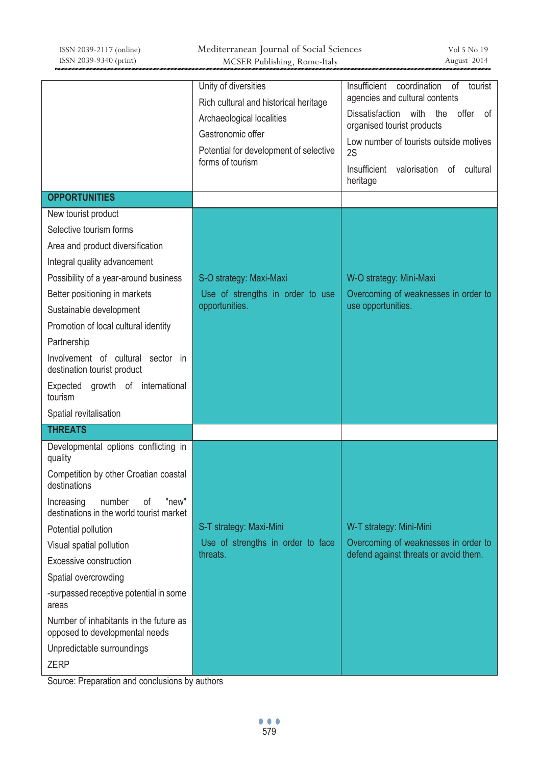| | | |
|---|---|---|
| | Unity of diversities<br>Rich cultural and historical heritage<br>Archaeological localities<br>Gastronomic offer<br>Potential for development of selective forms of tourism | Insufficient coordination of tourist agencies and cultural contents<br>Dissatisfaction with the offer of organised tourist products<br>Low number of tourists outside motives 2S<br>Insufficient valorisation of cultural heritage |
| **OPPORTUNITIES** | | |
| New tourist product<br>Selective tourism forms<br>Area and product diversification<br>Integral quality advancement<br>Possibility of a year-around business<br>Better positioning in markets<br>Sustainable development<br>Promotion of local cultural identity<br>Partnership<br>Involvement of cultural sector in destination tourist product<br>Expected growth of international tourism<br>Spatial revitalisation | S-O strategy: Maxi-Maxi<br>Use of strengths in order to use opportunities. | W-O strategy: Mini-Maxi<br>Overcoming of weaknesses in order to use opportunities. |
| **THREATS** | | |
| Developmental options conflicting in quality<br>Competition by other Croatian coastal destinations<br>Increasing number of "new" destinations in the world tourist market<br>Potential pollution<br>Visual spatial pollution<br>Excessive construction<br>Spatial overcrowding<br>-surpassed receptive potential in some areas<br>Number of inhabitants in the future as opposed to developmental needs<br>Unpredictable surroundings<br>ZERP | S-T strategy: Maxi-Mini<br>Use of strengths in order to face threats. | W-T strategy: Mini-Mini<br>Overcoming of weaknesses in order to defend against threats or avoid them. |

Source: Preparation and conclusions by authors